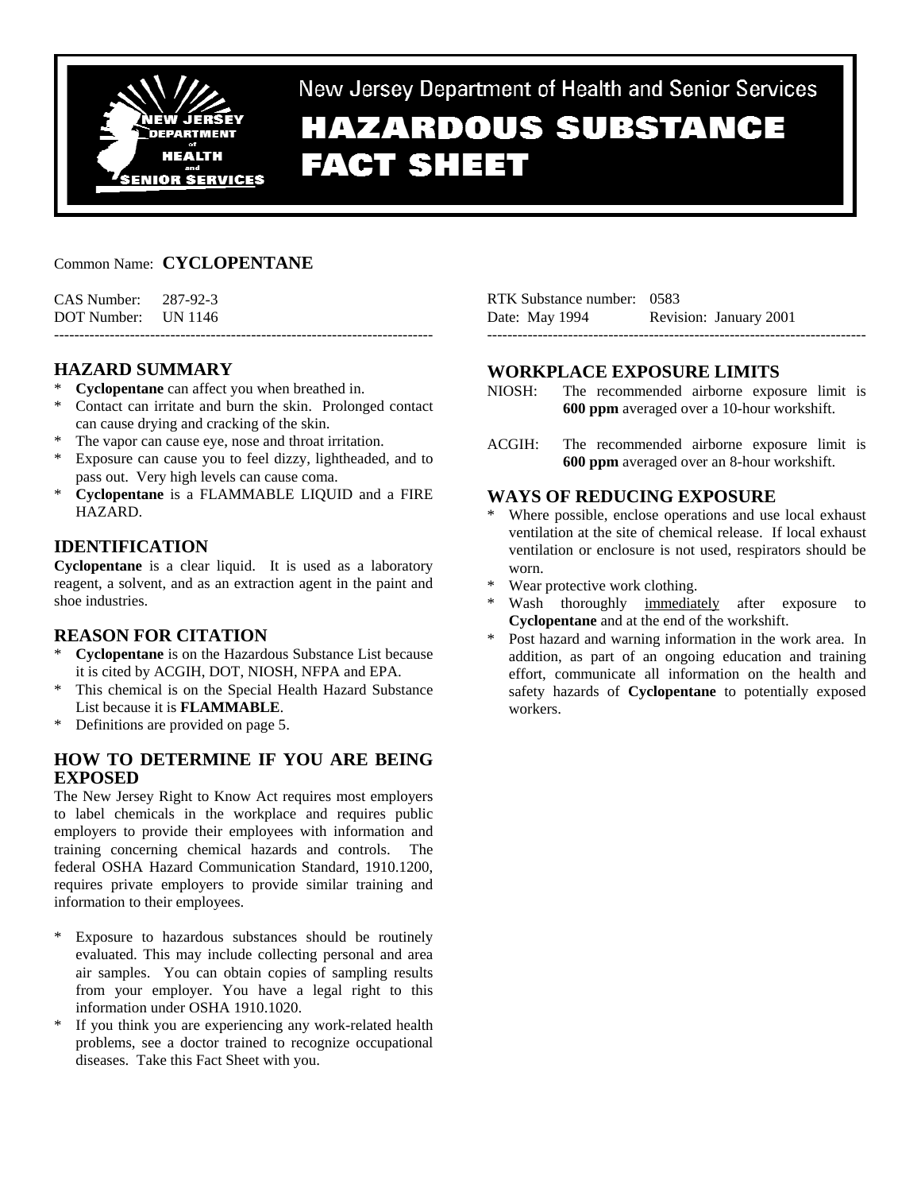New Jersey Department of Health and Senior Services

# HAZARDOUS SUBSTANCE FACT SHEET

Common Name: **CYCLOPENTANE**

CAS Number: 287-92-3
DOT Number: UN 1146

RTK Substance number: 0583
Date: May 1994 Revision: January 2001

## HAZARD SUMMARY

* **Cyclopentane** can affect you when breathed in.
* Contact can irritate and burn the skin. Prolonged contact can cause drying and cracking of the skin.
* The vapor can cause eye, nose and throat irritation.
* Exposure can cause you to feel dizzy, lightheaded, and to pass out. Very high levels can cause coma.
* **Cyclopentane** is a FLAMMABLE LIQUID and a FIRE HAZARD.

## IDENTIFICATION

**Cyclopentane** is a clear liquid. It is used as a laboratory reagent, a solvent, and as an extraction agent in the paint and shoe industries.

## REASON FOR CITATION

* **Cyclopentane** is on the Hazardous Substance List because it is cited by ACGIH, DOT, NIOSH, NFPA and EPA.
* This chemical is on the Special Health Hazard Substance List because it is **FLAMMABLE**.
* Definitions are provided on page 5.

## HOW TO DETERMINE IF YOU ARE BEING EXPOSED

The New Jersey Right to Know Act requires most employers to label chemicals in the workplace and requires public employers to provide their employees with information and training concerning chemical hazards and controls. The federal OSHA Hazard Communication Standard, 1910.1200, requires private employers to provide similar training and information to their employees.

* Exposure to hazardous substances should be routinely evaluated. This may include collecting personal and area air samples. You can obtain copies of sampling results from your employer. You have a legal right to this information under OSHA 1910.1020.
* If you think you are experiencing any work-related health problems, see a doctor trained to recognize occupational diseases. Take this Fact Sheet with you.

## WORKPLACE EXPOSURE LIMITS

NIOSH: The recommended airborne exposure limit is **600 ppm** averaged over a 10-hour workshift.

ACGIH: The recommended airborne exposure limit is **600 ppm** averaged over an 8-hour workshift.

## WAYS OF REDUCING EXPOSURE

* Where possible, enclose operations and use local exhaust ventilation at the site of chemical release. If local exhaust ventilation or enclosure is not used, respirators should be worn.
* Wear protective work clothing.
* Wash thoroughly immediately after exposure to **Cyclopentane** and at the end of the workshift.
* Post hazard and warning information in the work area. In addition, as part of an ongoing education and training effort, communicate all information on the health and safety hazards of **Cyclopentane** to potentially exposed workers.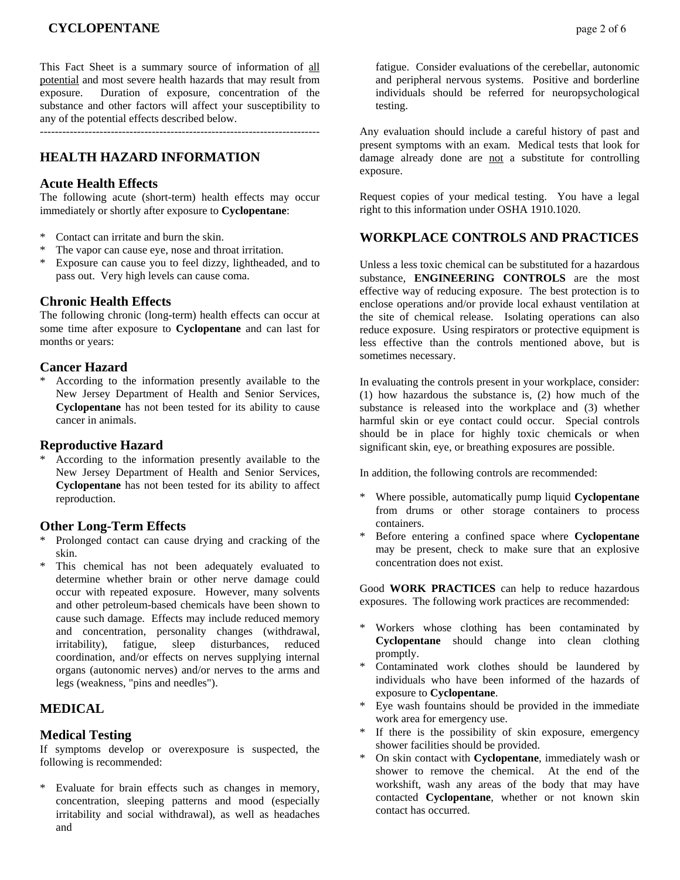This Fact Sheet is a summary source of information of <u>all potential</u> and most severe health hazards that may result from exposure. Duration of exposure, concentration of the substance and other factors will affect your susceptibility to any of the potential effects described below.

---------------------------------------------------------------------------

## HEALTH HAZARD INFORMATION

### Acute Health Effects

The following acute (short-term) health effects may occur immediately or shortly after exposure to **Cyclopentane**:

* Contact can irritate and burn the skin.
* The vapor can cause eye, nose and throat irritation.
* Exposure can cause you to feel dizzy, lightheaded, and to pass out. Very high levels can cause coma.

### Chronic Health Effects

The following chronic (long-term) health effects can occur at some time after exposure to **Cyclopentane** and can last for months or years:

### Cancer Hazard

* According to the information presently available to the New Jersey Department of Health and Senior Services, **Cyclopentane** has not been tested for its ability to cause cancer in animals.

### Reproductive Hazard

* According to the information presently available to the New Jersey Department of Health and Senior Services, **Cyclopentane** has not been tested for its ability to affect reproduction.

### Other Long-Term Effects

* Prolonged contact can cause drying and cracking of the skin.
* This chemical has not been adequately evaluated to determine whether brain or other nerve damage could occur with repeated exposure. However, many solvents and other petroleum-based chemicals have been shown to cause such damage. Effects may include reduced memory and concentration, personality changes (withdrawal, irritability), fatigue, sleep disturbances, reduced coordination, and/or effects on nerves supplying internal organs (autonomic nerves) and/or nerves to the arms and legs (weakness, "pins and needles").

## MEDICAL

### Medical Testing

If symptoms develop or overexposure is suspected, the following is recommended:

* Evaluate for brain effects such as changes in memory, concentration, sleeping patterns and mood (especially irritability and social withdrawal), as well as headaches and fatigue. Consider evaluations of the cerebellar, autonomic and peripheral nervous systems. Positive and borderline individuals should be referred for neuropsychological testing.

Any evaluation should include a careful history of past and present symptoms with an exam. Medical tests that look for damage already done are <u>not</u> a substitute for controlling exposure.

Request copies of your medical testing. You have a legal right to this information under OSHA 1910.1020.

## WORKPLACE CONTROLS AND PRACTICES

Unless a less toxic chemical can be substituted for a hazardous substance, **ENGINEERING CONTROLS** are the most effective way of reducing exposure. The best protection is to enclose operations and/or provide local exhaust ventilation at the site of chemical release. Isolating operations can also reduce exposure. Using respirators or protective equipment is less effective than the controls mentioned above, but is sometimes necessary.

In evaluating the controls present in your workplace, consider: (1) how hazardous the substance is, (2) how much of the substance is released into the workplace and (3) whether harmful skin or eye contact could occur. Special controls should be in place for highly toxic chemicals or when significant skin, eye, or breathing exposures are possible.

In addition, the following controls are recommended:

* Where possible, automatically pump liquid **Cyclopentane** from drums or other storage containers to process containers.
* Before entering a confined space where **Cyclopentane** may be present, check to make sure that an explosive concentration does not exist.

Good **WORK PRACTICES** can help to reduce hazardous exposures. The following work practices are recommended:

* Workers whose clothing has been contaminated by **Cyclopentane** should change into clean clothing promptly.
* Contaminated work clothes should be laundered by individuals who have been informed of the hazards of exposure to **Cyclopentane**.
* Eye wash fountains should be provided in the immediate work area for emergency use.
* If there is the possibility of skin exposure, emergency shower facilities should be provided.
* On skin contact with **Cyclopentane**, immediately wash or shower to remove the chemical. At the end of the workshift, wash any areas of the body that may have contacted **Cyclopentane**, whether or not known skin contact has occurred.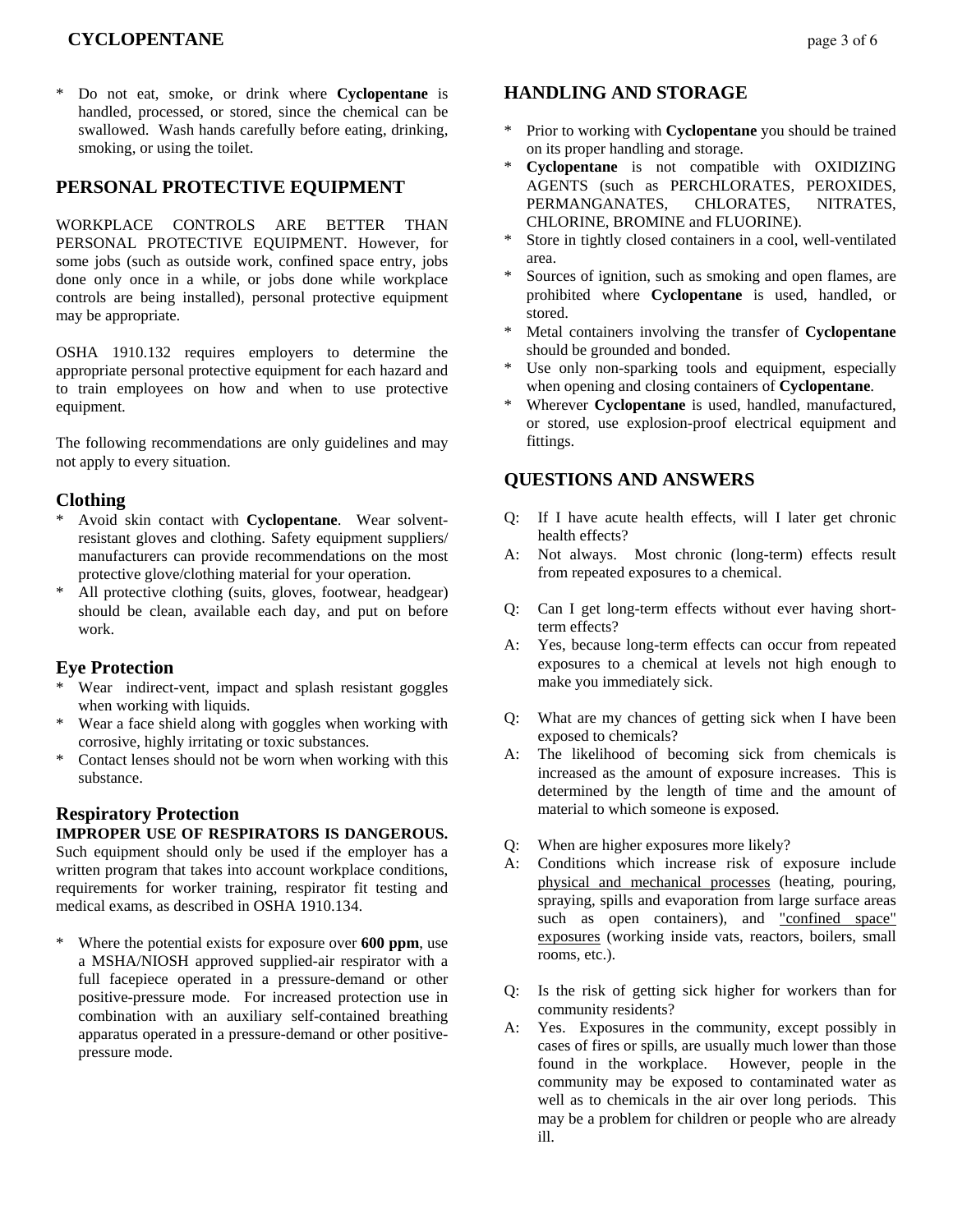* Do not eat, smoke, or drink where **Cyclopentane** is handled, processed, or stored, since the chemical can be swallowed. Wash hands carefully before eating, drinking, smoking, or using the toilet.

## PERSONAL PROTECTIVE EQUIPMENT

WORKPLACE CONTROLS ARE BETTER THAN PERSONAL PROTECTIVE EQUIPMENT. However, for some jobs (such as outside work, confined space entry, jobs done only once in a while, or jobs done while workplace controls are being installed), personal protective equipment may be appropriate.

OSHA 1910.132 requires employers to determine the appropriate personal protective equipment for each hazard and to train employees on how and when to use protective equipment.

The following recommendations are only guidelines and may not apply to every situation.

### Clothing

* Avoid skin contact with **Cyclopentane**. Wear solvent-resistant gloves and clothing. Safety equipment suppliers/ manufacturers can provide recommendations on the most protective glove/clothing material for your operation.
* All protective clothing (suits, gloves, footwear, headgear) should be clean, available each day, and put on before work.

### Eye Protection

* Wear indirect-vent, impact and splash resistant goggles when working with liquids.
* Wear a face shield along with goggles when working with corrosive, highly irritating or toxic substances.
* Contact lenses should not be worn when working with this substance.

### Respiratory Protection

**IMPROPER USE OF RESPIRATORS IS DANGEROUS.** Such equipment should only be used if the employer has a written program that takes into account workplace conditions, requirements for worker training, respirator fit testing and medical exams, as described in OSHA 1910.134.

* Where the potential exists for exposure over **600 ppm**, use a MSHA/NIOSH approved supplied-air respirator with a full facepiece operated in a pressure-demand or other positive-pressure mode. For increased protection use in combination with an auxiliary self-contained breathing apparatus operated in a pressure-demand or other positive-pressure mode.

## HANDLING AND STORAGE

* Prior to working with **Cyclopentane** you should be trained on its proper handling and storage.
* **Cyclopentane** is not compatible with OXIDIZING AGENTS (such as PERCHLORATES, PEROXIDES, PERMANGANATES, CHLORATES, NITRATES, CHLORINE, BROMINE and FLUORINE).
* Store in tightly closed containers in a cool, well-ventilated area.
* Sources of ignition, such as smoking and open flames, are prohibited where **Cyclopentane** is used, handled, or stored.
* Metal containers involving the transfer of **Cyclopentane** should be grounded and bonded.
* Use only non-sparking tools and equipment, especially when opening and closing containers of **Cyclopentane**.
* Wherever **Cyclopentane** is used, handled, manufactured, or stored, use explosion-proof electrical equipment and fittings.

## QUESTIONS AND ANSWERS

Q: If I have acute health effects, will I later get chronic health effects?
A: Not always. Most chronic (long-term) effects result from repeated exposures to a chemical.

Q: Can I get long-term effects without ever having short-term effects?
A: Yes, because long-term effects can occur from repeated exposures to a chemical at levels not high enough to make you immediately sick.

Q: What are my chances of getting sick when I have been exposed to chemicals?
A: The likelihood of becoming sick from chemicals is increased as the amount of exposure increases. This is determined by the length of time and the amount of material to which someone is exposed.

Q: When are higher exposures more likely?
A: Conditions which increase risk of exposure include physical and mechanical processes (heating, pouring, spraying, spills and evaporation from large surface areas such as open containers), and "confined space" exposures (working inside vats, reactors, boilers, small rooms, etc.).

Q: Is the risk of getting sick higher for workers than for community residents?
A: Yes. Exposures in the community, except possibly in cases of fires or spills, are usually much lower than those found in the workplace. However, people in the community may be exposed to contaminated water as well as to chemicals in the air over long periods. This may be a problem for children or people who are already ill.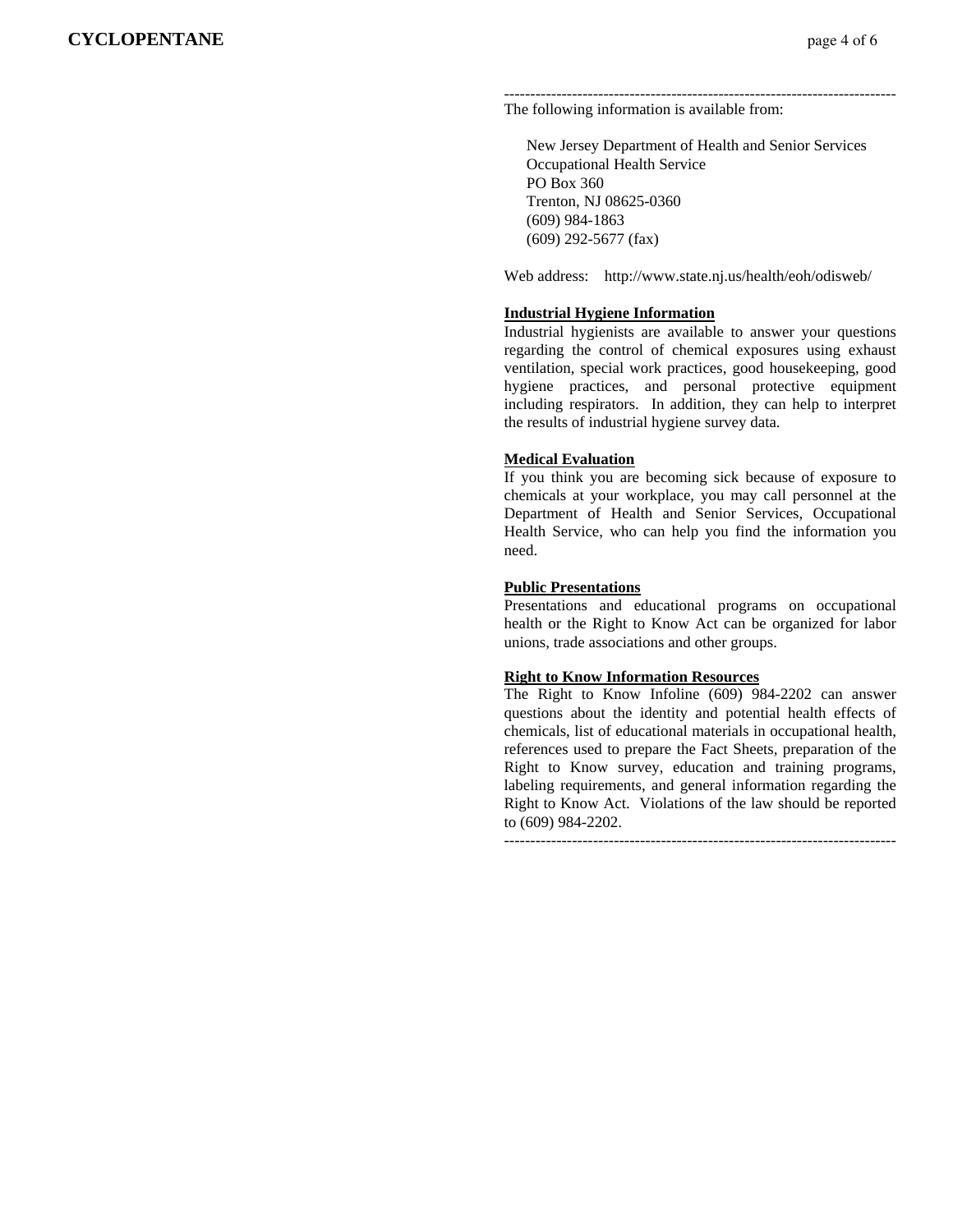---

The following information is available from:

New Jersey Department of Health and Senior Services
Occupational Health Service
PO Box 360
Trenton, NJ 08625-0360
(609) 984-1863
(609) 292-5677 (fax)

Web address: http://www.state.nj.us/health/eoh/odisweb/

**Industrial Hygiene Information**

Industrial hygienists are available to answer your questions regarding the control of chemical exposures using exhaust ventilation, special work practices, good housekeeping, good hygiene practices, and personal protective equipment including respirators. In addition, they can help to interpret the results of industrial hygiene survey data.

**Medical Evaluation**

If you think you are becoming sick because of exposure to chemicals at your workplace, you may call personnel at the Department of Health and Senior Services, Occupational Health Service, who can help you find the information you need.

**Public Presentations**

Presentations and educational programs on occupational health or the Right to Know Act can be organized for labor unions, trade associations and other groups.

**Right to Know Information Resources**

The Right to Know Infoline (609) 984-2202 can answer questions about the identity and potential health effects of chemicals, list of educational materials in occupational health, references used to prepare the Fact Sheets, preparation of the Right to Know survey, education and training programs, labeling requirements, and general information regarding the Right to Know Act. Violations of the law should be reported to (609) 984-2202.

---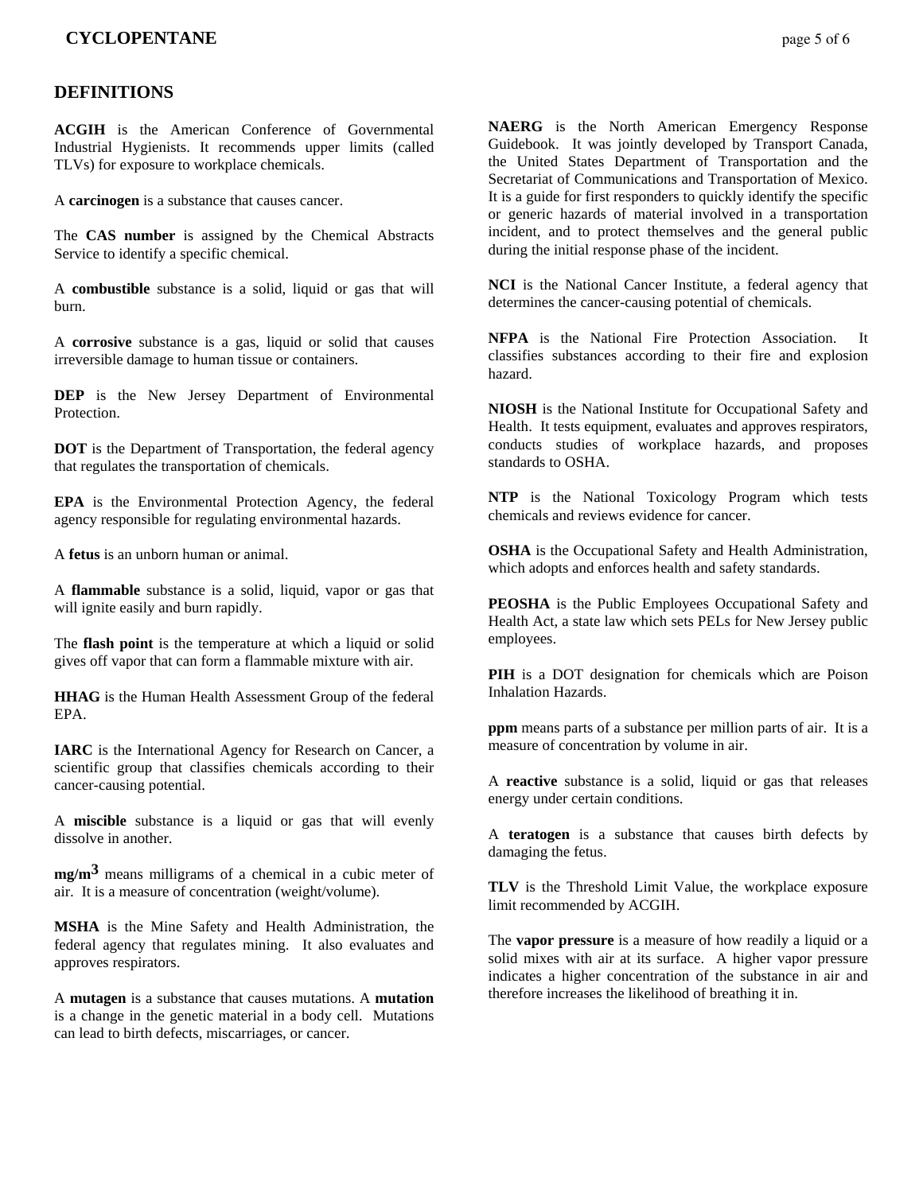## DEFINITIONS

**ACGIH** is the American Conference of Governmental Industrial Hygienists. It recommends upper limits (called TLVs) for exposure to workplace chemicals.

A **carcinogen** is a substance that causes cancer.

The **CAS number** is assigned by the Chemical Abstracts Service to identify a specific chemical.

A **combustible** substance is a solid, liquid or gas that will burn.

A **corrosive** substance is a gas, liquid or solid that causes irreversible damage to human tissue or containers.

**DEP** is the New Jersey Department of Environmental Protection.

**DOT** is the Department of Transportation, the federal agency that regulates the transportation of chemicals.

**EPA** is the Environmental Protection Agency, the federal agency responsible for regulating environmental hazards.

A **fetus** is an unborn human or animal.

A **flammable** substance is a solid, liquid, vapor or gas that will ignite easily and burn rapidly.

The **flash point** is the temperature at which a liquid or solid gives off vapor that can form a flammable mixture with air.

**HHAG** is the Human Health Assessment Group of the federal EPA.

**IARC** is the International Agency for Research on Cancer, a scientific group that classifies chemicals according to their cancer-causing potential.

A **miscible** substance is a liquid or gas that will evenly dissolve in another.

**mg/m$^3$** means milligrams of a chemical in a cubic meter of air. It is a measure of concentration (weight/volume).

**MSHA** is the Mine Safety and Health Administration, the federal agency that regulates mining. It also evaluates and approves respirators.

A **mutagen** is a substance that causes mutations. A **mutation** is a change in the genetic material in a body cell. Mutations can lead to birth defects, miscarriages, or cancer.

**NAERG** is the North American Emergency Response Guidebook. It was jointly developed by Transport Canada, the United States Department of Transportation and the Secretariat of Communications and Transportation of Mexico. It is a guide for first responders to quickly identify the specific or generic hazards of material involved in a transportation incident, and to protect themselves and the general public during the initial response phase of the incident.

**NCI** is the National Cancer Institute, a federal agency that determines the cancer-causing potential of chemicals.

**NFPA** is the National Fire Protection Association. It classifies substances according to their fire and explosion hazard.

**NIOSH** is the National Institute for Occupational Safety and Health. It tests equipment, evaluates and approves respirators, conducts studies of workplace hazards, and proposes standards to OSHA.

**NTP** is the National Toxicology Program which tests chemicals and reviews evidence for cancer.

**OSHA** is the Occupational Safety and Health Administration, which adopts and enforces health and safety standards.

**PEOSHA** is the Public Employees Occupational Safety and Health Act, a state law which sets PELs for New Jersey public employees.

**PIH** is a DOT designation for chemicals which are Poison Inhalation Hazards.

**ppm** means parts of a substance per million parts of air. It is a measure of concentration by volume in air.

A **reactive** substance is a solid, liquid or gas that releases energy under certain conditions.

A **teratogen** is a substance that causes birth defects by damaging the fetus.

**TLV** is the Threshold Limit Value, the workplace exposure limit recommended by ACGIH.

The **vapor pressure** is a measure of how readily a liquid or a solid mixes with air at its surface. A higher vapor pressure indicates a higher concentration of the substance in air and therefore increases the likelihood of breathing it in.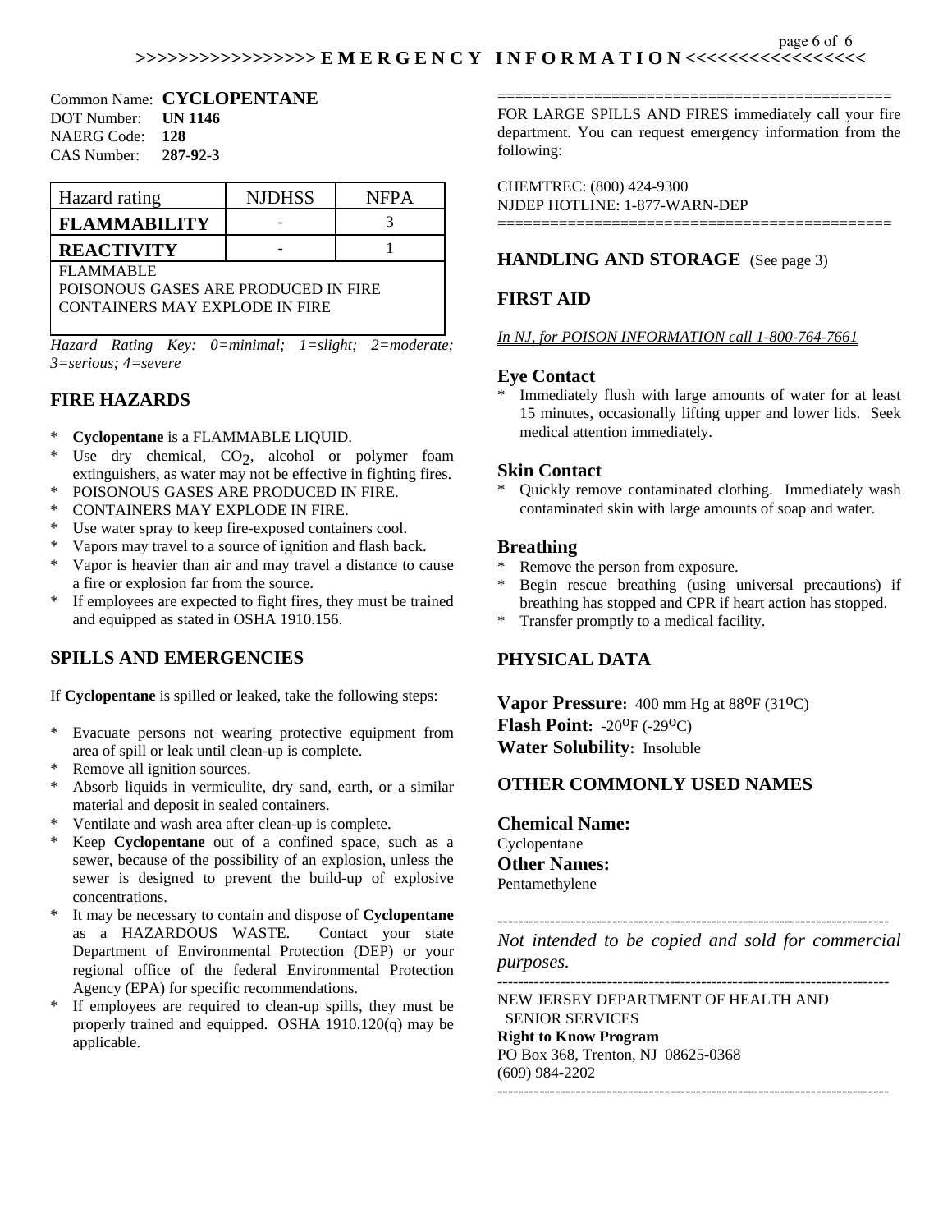# >>>>>>>>>>>>>>>>> E M E R G E N C Y I N F O R M A T I O N <<<<<<<<<<<<<<<<<

Common Name: **CYCLOPENTANE**
DOT Number: **UN 1146**
NAERG Code: **128**
CAS Number: **287-92-3**

| Hazard rating | NJDHSS | NFPA |
|---|---|---|
| **FLAMMABILITY** | - | 3 |
| **REACTIVITY** | - | 1 |

FLAMMABLE
POISONOUS GASES ARE PRODUCED IN FIRE
CONTAINERS MAY EXPLODE IN FIRE

*Hazard Rating Key: 0=minimal; 1=slight; 2=moderate; 3=serious; 4=severe*

## FIRE HAZARDS

* **Cyclopentane** is a FLAMMABLE LIQUID.
* Use dry chemical, $CO_2$, alcohol or polymer foam extinguishers, as water may not be effective in fighting fires.
* POISONOUS GASES ARE PRODUCED IN FIRE.
* CONTAINERS MAY EXPLODE IN FIRE.
* Use water spray to keep fire-exposed containers cool.
* Vapors may travel to a source of ignition and flash back.
* Vapor is heavier than air and may travel a distance to cause a fire or explosion far from the source.
* If employees are expected to fight fires, they must be trained and equipped as stated in OSHA 1910.156.

## SPILLS AND EMERGENCIES

If **Cyclopentane** is spilled or leaked, take the following steps:

* Evacuate persons not wearing protective equipment from area of spill or leak until clean-up is complete.
* Remove all ignition sources.
* Absorb liquids in vermiculite, dry sand, earth, or a similar material and deposit in sealed containers.
* Ventilate and wash area after clean-up is complete.
* Keep **Cyclopentane** out of a confined space, such as a sewer, because of the possibility of an explosion, unless the sewer is designed to prevent the build-up of explosive concentrations.
* It may be necessary to contain and dispose of **Cyclopentane** as a HAZARDOUS WASTE. Contact your state Department of Environmental Protection (DEP) or your regional office of the federal Environmental Protection Agency (EPA) for specific recommendations.
* If employees are required to clean-up spills, they must be properly trained and equipped. OSHA 1910.120(q) may be applicable.

============================================

FOR LARGE SPILLS AND FIRES immediately call your fire department. You can request emergency information from the following:

CHEMTREC: (800) 424-9300
NJDEP HOTLINE: 1-877-WARN-DEP

============================================

## HANDLING AND STORAGE (See page 3)

## FIRST AID

*In NJ, for POISON INFORMATION call 1-800-764-7661*

### Eye Contact

* Immediately flush with large amounts of water for at least 15 minutes, occasionally lifting upper and lower lids. Seek medical attention immediately.

### Skin Contact

* Quickly remove contaminated clothing. Immediately wash contaminated skin with large amounts of soap and water.

### Breathing

* Remove the person from exposure.
* Begin rescue breathing (using universal precautions) if breathing has stopped and CPR if heart action has stopped.
* Transfer promptly to a medical facility.

## PHYSICAL DATA

**Vapor Pressure:** 400 mm Hg at 88°F (31°C)
**Flash Point:** -20°F (-29°C)
**Water Solubility:** Insoluble

## OTHER COMMONLY USED NAMES

**Chemical Name:**
Cyclopentane
**Other Names:**
Pentamethylene

---

*Not intended to be copied and sold for commercial purposes.*

---

NEW JERSEY DEPARTMENT OF HEALTH AND SENIOR SERVICES
**Right to Know Program**
PO Box 368, Trenton, NJ 08625-0368
(609) 984-2202